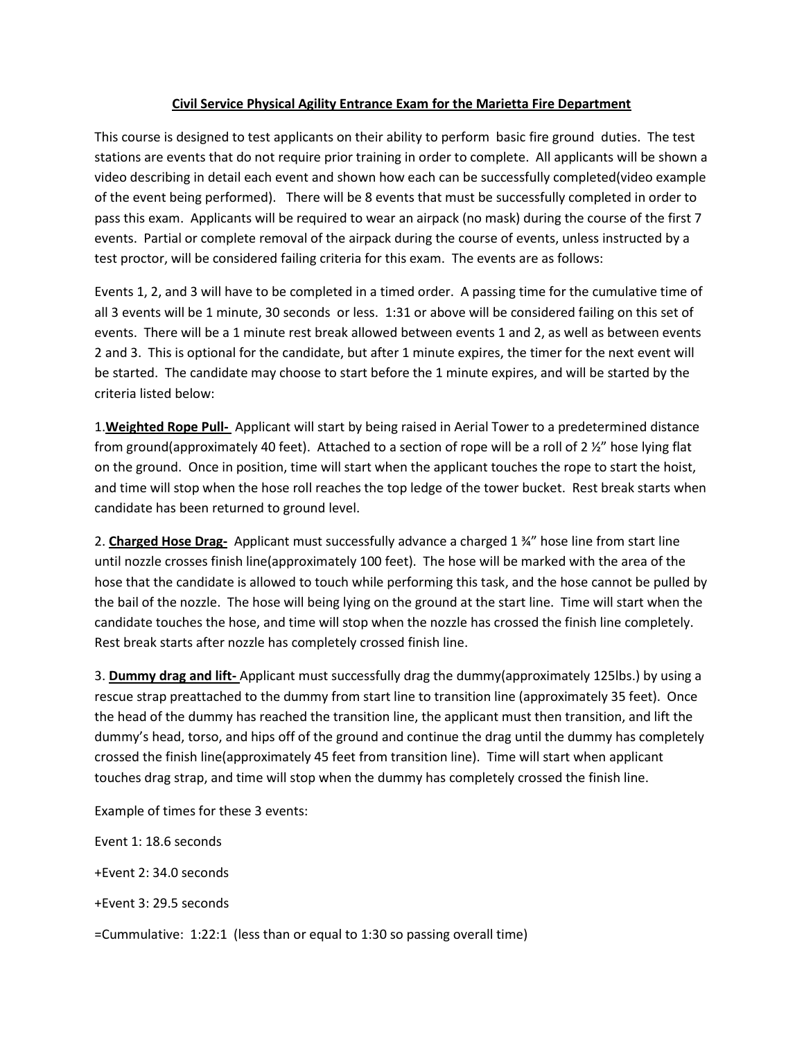# Civil Service Physical Agility Entrance Exam for the Marietta Fire Department

This course is designed to test applicants on their ability to perform basic fire ground duties. The test stations are events that do not require prior training in order to complete. All applicants will be shown a video describing in detail each event and shown how each can be successfully completed(video example of the event being performed). There will be 8 events that must be successfully completed in order to pass this exam. Applicants will be required to wear an airpack (no mask) during the course of the first 7 events. Partial or complete removal of the airpack during the course of events, unless instructed by a test proctor, will be considered failing criteria for this exam. The events are as follows:

Events 1, 2, and 3 will have to be completed in a timed order. A passing time for the cumulative time of all 3 events will be 1 minute, 30 seconds or less. 1:31 or above will be considered failing on this set of events. There will be a 1 minute rest break allowed between events 1 and 2, as well as between events 2 and 3. This is optional for the candidate, but after 1 minute expires, the timer for the next event will be started. The candidate may choose to start before the 1 minute expires, and will be started by the criteria listed below:

1.**Weighted Rope Pull-** Applicant will start by being raised in Aerial Tower to a predetermined distance from ground(approximately 40 feet). Attached to a section of rope will be a roll of 2 ½" hose lying flat on the ground. Once in position, time will start when the applicant touches the rope to start the hoist, and time will stop when the hose roll reaches the top ledge of the tower bucket. Rest break starts when candidate has been returned to ground level.

2. **Charged Hose Drag-** Applicant must successfully advance a charged 1 ¾" hose line from start line until nozzle crosses finish line(approximately 100 feet). The hose will be marked with the area of the hose that the candidate is allowed to touch while performing this task, and the hose cannot be pulled by the bail of the nozzle. The hose will being lying on the ground at the start line. Time will start when the candidate touches the hose, and time will stop when the nozzle has crossed the finish line completely. Rest break starts after nozzle has completely crossed finish line.

3. **Dummy drag and lift-** Applicant must successfully drag the dummy(approximately 125lbs.) by using a rescue strap preattached to the dummy from start line to transition line (approximately 35 feet). Once the head of the dummy has reached the transition line, the applicant must then transition, and lift the dummy's head, torso, and hips off of the ground and continue the drag until the dummy has completely crossed the finish line(approximately 45 feet from transition line). Time will start when applicant touches drag strap, and time will stop when the dummy has completely crossed the finish line.

Example of times for these 3 events:

Event 1: 18.6 seconds

+Event 2: 34.0 seconds

+Event 3: 29.5 seconds

=Cummulative: 1:22:1 (less than or equal to 1:30 so passing overall time)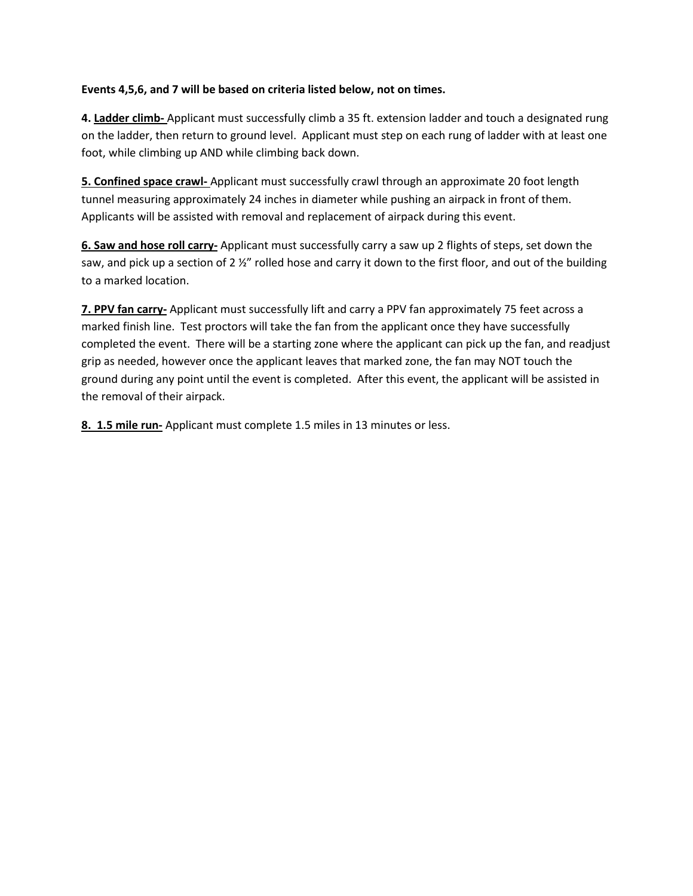**Events 4,5,6, and 7 will be based on criteria listed below, not on times.**

**4. <u>Ladder climb-</u>** Applicant must successfully climb a 35 ft. extension ladder and touch a designated rung on the ladder, then return to ground level. Applicant must step on each rung of ladder with at least one foot, while climbing up AND while climbing back down.

**<u>5. Confined space crawl-</u>** Applicant must successfully crawl through an approximate 20 foot length tunnel measuring approximately 24 inches in diameter while pushing an airpack in front of them. Applicants will be assisted with removal and replacement of airpack during this event.

**<u>6. Saw and hose roll carry-</u>** Applicant must successfully carry a saw up 2 flights of steps, set down the saw, and pick up a section of 2 ½" rolled hose and carry it down to the first floor, and out of the building to a marked location.

**<u>7. PPV fan carry-</u>** Applicant must successfully lift and carry a PPV fan approximately 75 feet across a marked finish line. Test proctors will take the fan from the applicant once they have successfully completed the event. There will be a starting zone where the applicant can pick up the fan, and readjust grip as needed, however once the applicant leaves that marked zone, the fan may NOT touch the ground during any point until the event is completed. After this event, the applicant will be assisted in the removal of their airpack.

**<u>8. 1.5 mile run-</u>** Applicant must complete 1.5 miles in 13 minutes or less.